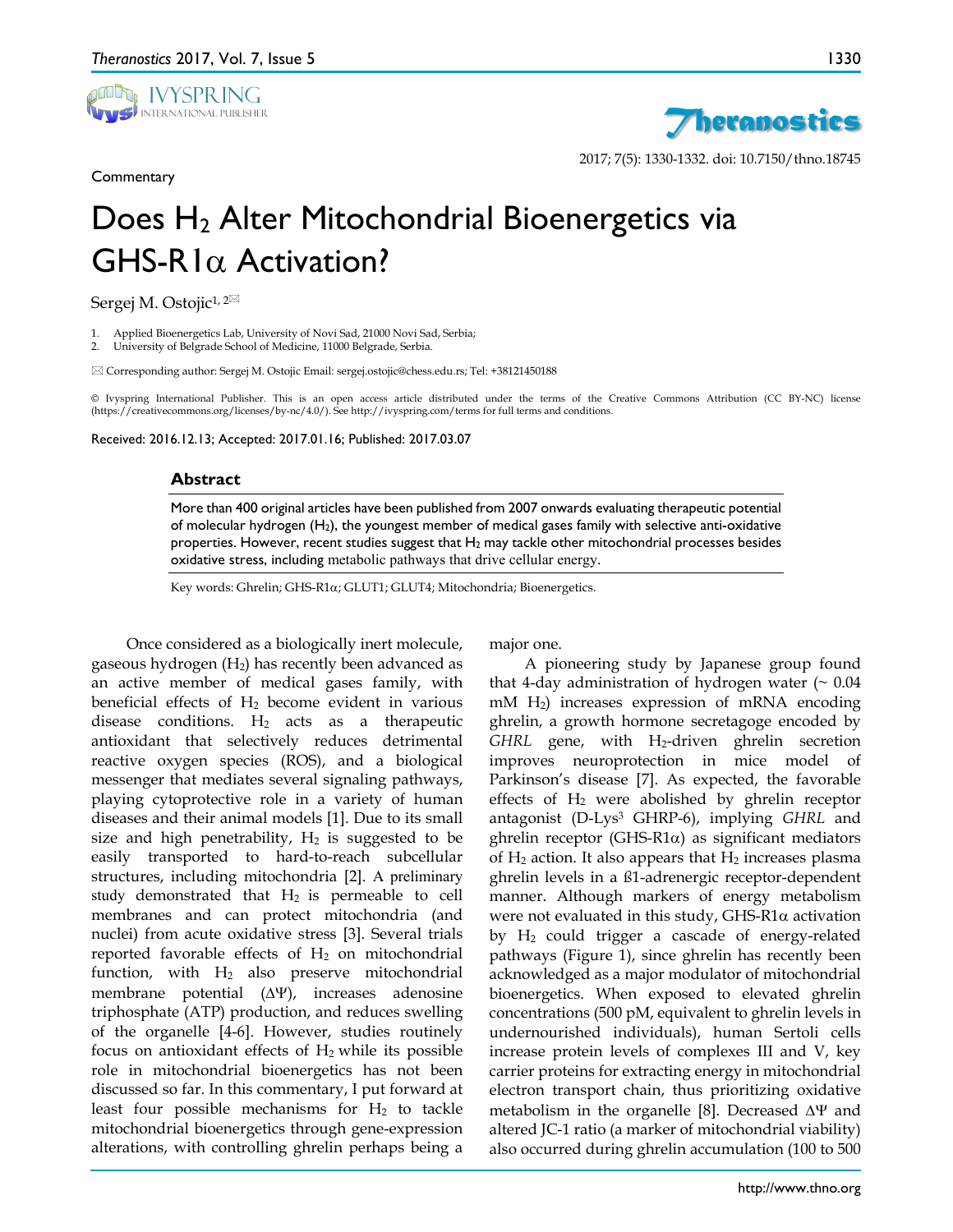Commentary

# Does $H_2$ Alter Mitochondrial Bioenergetics via GHS-R1α Activation?

Sergej M. Ostojic[1, 2]✉

1. Applied Bioenergetics Lab, University of Novi Sad, 21000 Novi Sad, Serbia;
2. University of Belgrade School of Medicine, 11000 Belgrade, Serbia.

✉ Corresponding author: Sergej M. Ostojic Email: sergej.ostojic@chess.edu.rs; Tel: +38121450188

© Ivyspring International Publisher. This is an open access article distributed under the terms of the Creative Commons Attribution (CC BY-NC) license (https://creativecommons.org/licenses/by-nc/4.0/). See http://ivyspring.com/terms for full terms and conditions.

Received: 2016.12.13; Accepted: 2017.01.16; Published: 2017.03.07

## Abstract

More than 400 original articles have been published from 2007 onwards evaluating therapeutic potential of molecular hydrogen ($H_2$), the youngest member of medical gases family with selective anti-oxidative properties. However, recent studies suggest that $H_2$ may tackle other mitochondrial processes besides oxidative stress, including metabolic pathways that drive cellular energy.

Key words: Ghrelin; GHS-R1α; GLUT1; GLUT4; Mitochondria; Bioenergetics.

Once considered as a biologically inert molecule, gaseous hydrogen ($H_2$) has recently been advanced as an active member of medical gases family, with beneficial effects of $H_2$ become evident in various disease conditions. $H_2$ acts as a therapeutic antioxidant that selectively reduces detrimental reactive oxygen species (ROS), and a biological messenger that mediates several signaling pathways, playing cytoprotective role in a variety of human diseases and their animal models [1]. Due to its small size and high penetrability, $H_2$ is suggested to be easily transported to hard-to-reach subcellular structures, including mitochondria [2]. A preliminary study demonstrated that $H_2$ is permeable to cell membranes and can protect mitochondria (and nuclei) from acute oxidative stress [3]. Several trials reported favorable effects of $H_2$ on mitochondrial function, with $H_2$ also preserve mitochondrial membrane potential (ΔΨ), increases adenosine triphosphate (ATP) production, and reduces swelling of the organelle [4-6]. However, studies routinely focus on antioxidant effects of $H_2$ while its possible role in mitochondrial bioenergetics has not been discussed so far. In this commentary, I put forward at least four possible mechanisms for $H_2$ to tackle mitochondrial bioenergetics through gene-expression alterations, with controlling ghrelin perhaps being a major one.

A pioneering study by Japanese group found that 4-day administration of hydrogen water (~ 0.04 mM $H_2$) increases expression of mRNA encoding ghrelin, a growth hormone secretagoge encoded by *GHRL* gene, with $H_2$-driven ghrelin secretion improves neuroprotection in mice model of Parkinson's disease [7]. As expected, the favorable effects of $H_2$ were abolished by ghrelin receptor antagonist (D-Lys[3] GHRP-6), implying *GHRL* and ghrelin receptor (GHS-R1α) as significant mediators of $H_2$ action. It also appears that $H_2$ increases plasma ghrelin levels in a ß1-adrenergic receptor-dependent manner. Although markers of energy metabolism were not evaluated in this study, GHS-R1α activation by $H_2$ could trigger a cascade of energy-related pathways (Figure 1), since ghrelin has recently been acknowledged as a major modulator of mitochondrial bioenergetics. When exposed to elevated ghrelin concentrations (500 pM, equivalent to ghrelin levels in undernourished individuals), human Sertoli cells increase protein levels of complexes III and V, key carrier proteins for extracting energy in mitochondrial electron transport chain, thus prioritizing oxidative metabolism in the organelle [8]. Decreased ΔΨ and altered JC-1 ratio (a marker of mitochondrial viability) also occurred during ghrelin accumulation (100 to 500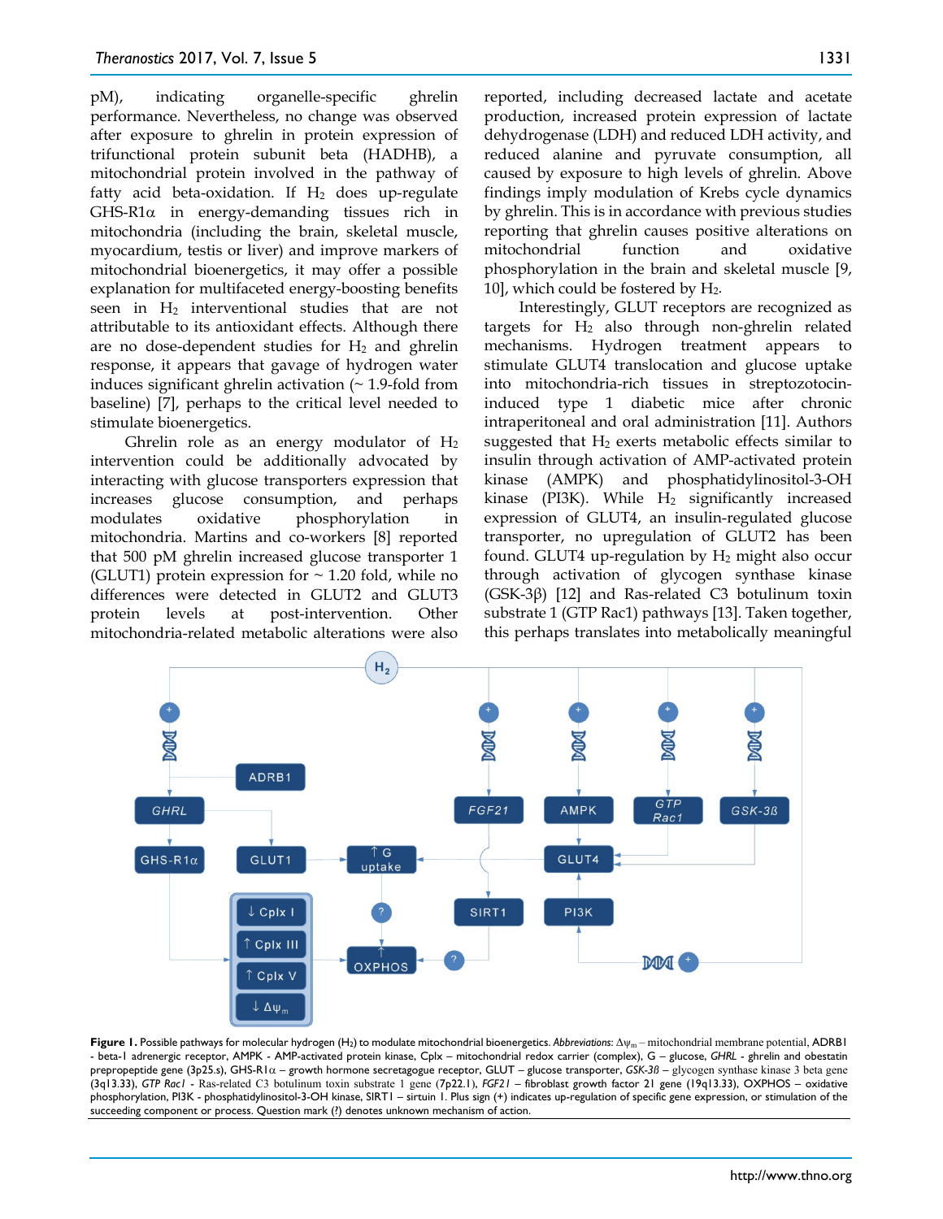pM), indicating organelle-specific ghrelin performance. Nevertheless, no change was observed after exposure to ghrelin in protein expression of trifunctional protein subunit beta (HADHB), a mitochondrial protein involved in the pathway of fatty acid beta-oxidation. If $H_2$ does up-regulate GHS-R1α in energy-demanding tissues rich in mitochondria (including the brain, skeletal muscle, myocardium, testis or liver) and improve markers of mitochondrial bioenergetics, it may offer a possible explanation for multifaceted energy-boosting benefits seen in $H_2$ interventional studies that are not attributable to its antioxidant effects. Although there are no dose-dependent studies for $H_2$ and ghrelin response, it appears that gavage of hydrogen water induces significant ghrelin activation (~ 1.9-fold from baseline) [7], perhaps to the critical level needed to stimulate bioenergetics.

Ghrelin role as an energy modulator of $H_2$ intervention could be additionally advocated by interacting with glucose transporters expression that increases glucose consumption, and perhaps modulates oxidative phosphorylation in mitochondria. Martins and co-workers [8] reported that 500 pM ghrelin increased glucose transporter 1 (GLUT1) protein expression for ~ 1.20 fold, while no differences were detected in GLUT2 and GLUT3 protein levels at post-intervention. Other mitochondria-related metabolic alterations were also reported, including decreased lactate and acetate production, increased protein expression of lactate dehydrogenase (LDH) and reduced LDH activity, and reduced alanine and pyruvate consumption, all caused by exposure to high levels of ghrelin. Above findings imply modulation of Krebs cycle dynamics by ghrelin. This is in accordance with previous studies reporting that ghrelin causes positive alterations on mitochondrial function and oxidative phosphorylation in the brain and skeletal muscle [9, 10], which could be fostered by $H_2$.

Interestingly, GLUT receptors are recognized as targets for $H_2$ also through non-ghrelin related mechanisms. Hydrogen treatment appears to stimulate GLUT4 translocation and glucose uptake into mitochondria-rich tissues in streptozotocin-induced type 1 diabetic mice after chronic intraperitoneal and oral administration [11]. Authors suggested that $H_2$ exerts metabolic effects similar to insulin through activation of AMP-activated protein kinase (AMPK) and phosphatidylinositol-3-OH kinase (PI3K). While $H_2$ significantly increased expression of GLUT4, an insulin-regulated glucose transporter, no upregulation of GLUT2 has been found. GLUT4 up-regulation by $H_2$ might also occur through activation of glycogen synthase kinase (GSK-3β) [12] and Ras-related C3 botulinum toxin substrate 1 (GTP Rac1) pathways [13]. Taken together, this perhaps translates into metabolically meaningful

**Figure 1.** Possible pathways for molecular hydrogen ($H_2$) to modulate mitochondrial bioenergetics. *Abbreviations*: $\Delta\psi_m$ – mitochondrial membrane potential, ADRB1 - beta-1 adrenergic receptor, AMPK - AMP-activated protein kinase, Cplx – mitochondrial redox carrier (complex), G – glucose, *GHRL* - ghrelin and obestatin prepropeptide gene (3p25.s), GHS-R1α – growth hormone secretagogue receptor, GLUT – glucose transporter, *GSK-3ß* – glycogen synthase kinase 3 beta gene (3q13.33), *GTP Rac1* - Ras-related C3 botulinum toxin substrate 1 gene (7p22.1), *FGF21* – fibroblast growth factor 21 gene (19q13.33), OXPHOS – oxidative phosphorylation, PI3K - phosphatidylinositol-3-OH kinase, SIRT1 – sirtuin 1. Plus sign (+) indicates up-regulation of specific gene expression, or stimulation of the succeeding component or process. Question mark (?) denotes unknown mechanism of action.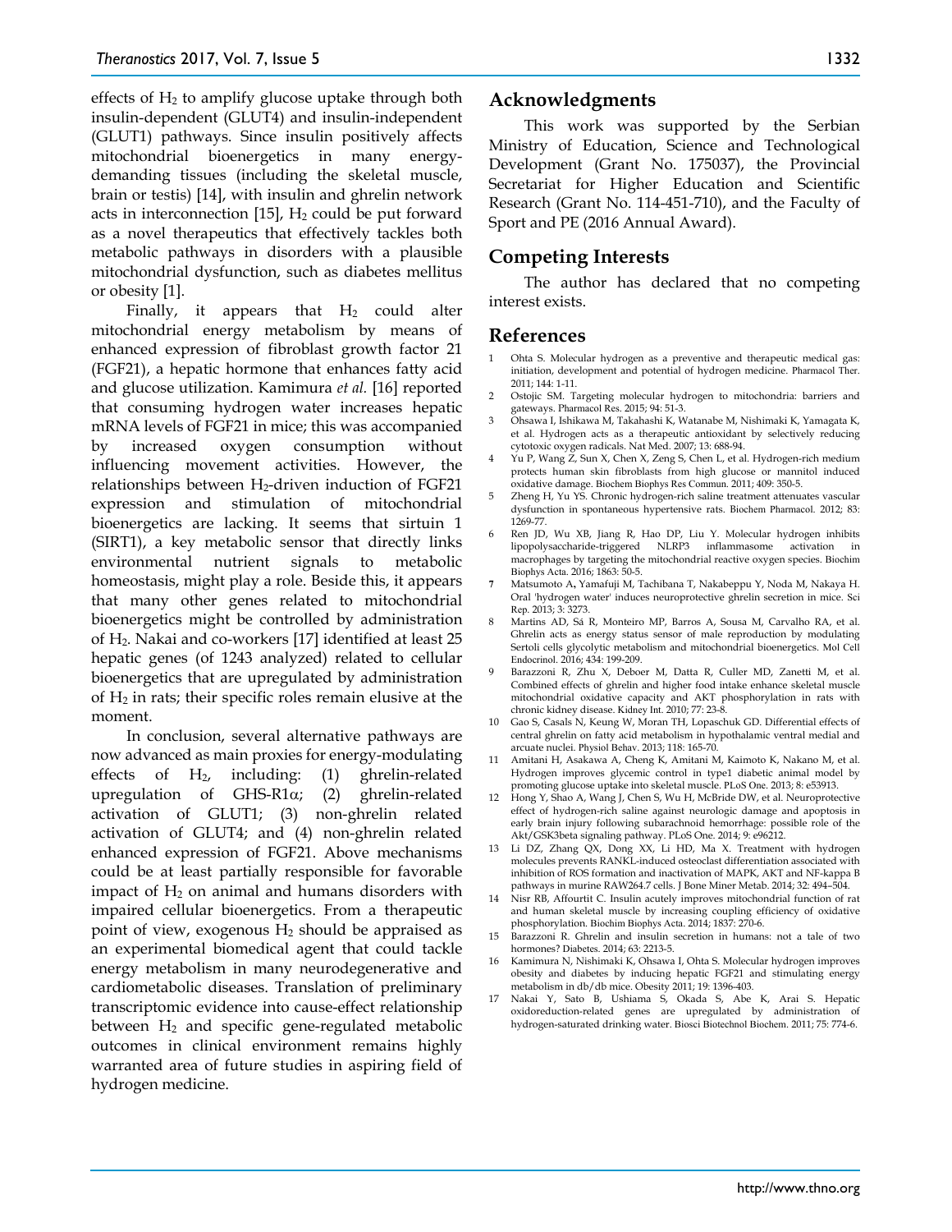effects of $H_2$ to amplify glucose uptake through both insulin-dependent (GLUT4) and insulin-independent (GLUT1) pathways. Since insulin positively affects mitochondrial bioenergetics in many energy-demanding tissues (including the skeletal muscle, brain or testis) [14], with insulin and ghrelin network acts in interconnection [15], $H_2$ could be put forward as a novel therapeutics that effectively tackles both metabolic pathways in disorders with a plausible mitochondrial dysfunction, such as diabetes mellitus or obesity [1].

Finally, it appears that $H_2$ could alter mitochondrial energy metabolism by means of enhanced expression of fibroblast growth factor 21 (FGF21), a hepatic hormone that enhances fatty acid and glucose utilization. Kamimura *et al.* [16] reported that consuming hydrogen water increases hepatic mRNA levels of FGF21 in mice; this was accompanied by increased oxygen consumption without influencing movement activities. However, the relationships between $H_2$-driven induction of FGF21 expression and stimulation of mitochondrial bioenergetics are lacking. It seems that sirtuin 1 (SIRT1), a key metabolic sensor that directly links environmental nutrient signals to metabolic homeostasis, might play a role. Beside this, it appears that many other genes related to mitochondrial bioenergetics might be controlled by administration of $H_2$. Nakai and co-workers [17] identified at least 25 hepatic genes (of 1243 analyzed) related to cellular bioenergetics that are upregulated by administration of $H_2$ in rats; their specific roles remain elusive at the moment.

In conclusion, several alternative pathways are now advanced as main proxies for energy-modulating effects of $H_2$, including: (1) ghrelin-related upregulation of GHS-R1$\alpha$; (2) ghrelin-related activation of GLUT1; (3) non-ghrelin related activation of GLUT4; and (4) non-ghrelin related enhanced expression of FGF21. Above mechanisms could be at least partially responsible for favorable impact of $H_2$ on animal and humans disorders with impaired cellular bioenergetics. From a therapeutic point of view, exogenous $H_2$ should be appraised as an experimental biomedical agent that could tackle energy metabolism in many neurodegenerative and cardiometabolic diseases. Translation of preliminary transcriptomic evidence into cause-effect relationship between $H_2$ and specific gene-regulated metabolic outcomes in clinical environment remains highly warranted area of future studies in aspiring field of hydrogen medicine.

## Acknowledgments

This work was supported by the Serbian Ministry of Education, Science and Technological Development (Grant No. 175037), the Provincial Secretariat for Higher Education and Scientific Research (Grant No. 114-451-710), and the Faculty of Sport and PE (2016 Annual Award).

## Competing Interests

The author has declared that no competing interest exists.

## References

1. Ohta S. Molecular hydrogen as a preventive and therapeutic medical gas: initiation, development and potential of hydrogen medicine. Pharmacol Ther. 2011; 144: 1-11.
2. Ostojic SM. Targeting molecular hydrogen to mitochondria: barriers and gateways. Pharmacol Res. 2015; 94: 51-3.
3. Ohsawa I, Ishikawa M, Takahashi K, Watanabe M, Nishimaki K, Yamagata K, et al. Hydrogen acts as a therapeutic antioxidant by selectively reducing cytotoxic oxygen radicals. Nat Med. 2007; 13: 688-94.
4. Yu P, Wang Z, Sun X, Chen X, Zeng S, Chen L, et al. Hydrogen-rich medium protects human skin fibroblasts from high glucose or mannitol induced oxidative damage. Biochem Biophys Res Commun. 2011; 409: 350-5.
5. Zheng H, Yu YS. Chronic hydrogen-rich saline treatment attenuates vascular dysfunction in spontaneous hypertensive rats. Biochem Pharmacol. 2012; 83: 1269-77.
6. Ren JD, Wu XB, Jiang R, Hao DP, Liu Y. Molecular hydrogen inhibits lipopolysaccharide-triggered NLRP3 inflammasome activation in macrophages by targeting the mitochondrial reactive oxygen species. Biochim Biophys Acta. 2016; 1863: 50-5.
7. Matsumoto A, Yamafuji M, Tachibana T, Nakabeppu Y, Noda M, Nakaya H. Oral 'hydrogen water' induces neuroprotective ghrelin secretion in mice. Sci Rep. 2013; 3: 3273.
8. Martins AD, Sá R, Monteiro MP, Barros A, Sousa M, Carvalho RA, et al. Ghrelin acts as energy status sensor of male reproduction by modulating Sertoli cells glycolytic metabolism and mitochondrial bioenergetics. Mol Cell Endocrinol. 2016; 434: 199-209.
9. Barazzoni R, Zhu X, Deboer M, Datta R, Culler MD, Zanetti M, et al. Combined effects of ghrelin and higher food intake enhance skeletal muscle mitochondrial oxidative capacity and AKT phosphorylation in rats with chronic kidney disease. Kidney Int. 2010; 77: 23-8.
10. Gao S, Casals N, Keung W, Moran TH, Lopaschuk GD. Differential effects of central ghrelin on fatty acid metabolism in hypothalamic ventral medial and arcuate nuclei. Physiol Behav. 2013; 118: 165-70.
11. Amitani H, Asakawa A, Cheng K, Amitani M, Kaimoto K, Nakano M, et al. Hydrogen improves glycemic control in type1 diabetic animal model by promoting glucose uptake into skeletal muscle. PLoS One. 2013; 8: e53913.
12. Hong Y, Shao A, Wang J, Chen S, Wu H, McBride DW, et al. Neuroprotective effect of hydrogen-rich saline against neurologic damage and apoptosis in early brain injury following subarachnoid hemorrhage: possible role of the Akt/GSK3beta signaling pathway. PLoS One. 2014; 9: e96212.
13. Li DZ, Zhang QX, Dong XX, Li HD, Ma X. Treatment with hydrogen molecules prevents RANKL-induced osteoclast differentiation associated with inhibition of ROS formation and inactivation of MAPK, AKT and NF-kappa B pathways in murine RAW264.7 cells. J Bone Miner Metab. 2014; 32: 494–504.
14. Nisr RB, Affourtit C. Insulin acutely improves mitochondrial function of rat and human skeletal muscle by increasing coupling efficiency of oxidative phosphorylation. Biochim Biophys Acta. 2014; 1837: 270-6.
15. Barazzoni R. Ghrelin and insulin secretion in humans: not a tale of two hormones? Diabetes. 2014; 63: 2213-5.
16. Kamimura N, Nishimaki K, Ohsawa I, Ohta S. Molecular hydrogen improves obesity and diabetes by inducing hepatic FGF21 and stimulating energy metabolism in db/db mice. Obesity 2011; 19: 1396-403.
17. Nakai Y, Sato B, Ushiama S, Okada S, Abe K, Arai S. Hepatic oxidoreduction-related genes are upregulated by administration of hydrogen-saturated drinking water. Biosci Biotechnol Biochem. 2011; 75: 774-6.